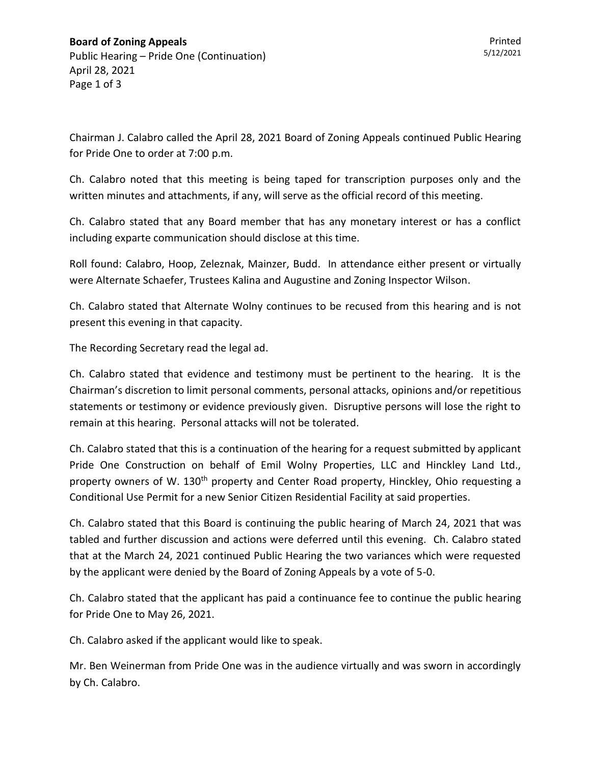**Board of Zoning Appeals**
Public Hearing – Pride One (Continuation)
April 28, 2021

Chairman J. Calabro called the April 28, 2021 Board of Zoning Appeals continued Public Hearing for Pride One to order at 7:00 p.m.

Ch. Calabro noted that this meeting is being taped for transcription purposes only and the written minutes and attachments, if any, will serve as the official record of this meeting.

Ch. Calabro stated that any Board member that has any monetary interest or has a conflict including exparte communication should disclose at this time.

Roll found: Calabro, Hoop, Zeleznak, Mainzer, Budd. In attendance either present or virtually were Alternate Schaefer, Trustees Kalina and Augustine and Zoning Inspector Wilson.

Ch. Calabro stated that Alternate Wolny continues to be recused from this hearing and is not present this evening in that capacity.

The Recording Secretary read the legal ad.

Ch. Calabro stated that evidence and testimony must be pertinent to the hearing. It is the Chairman's discretion to limit personal comments, personal attacks, opinions and/or repetitious statements or testimony or evidence previously given. Disruptive persons will lose the right to remain at this hearing. Personal attacks will not be tolerated.

Ch. Calabro stated that this is a continuation of the hearing for a request submitted by applicant Pride One Construction on behalf of Emil Wolny Properties, LLC and Hinckley Land Ltd., property owners of W. 130th property and Center Road property, Hinckley, Ohio requesting a Conditional Use Permit for a new Senior Citizen Residential Facility at said properties.

Ch. Calabro stated that this Board is continuing the public hearing of March 24, 2021 that was tabled and further discussion and actions were deferred until this evening. Ch. Calabro stated that at the March 24, 2021 continued Public Hearing the two variances which were requested by the applicant were denied by the Board of Zoning Appeals by a vote of 5-0.

Ch. Calabro stated that the applicant has paid a continuance fee to continue the public hearing for Pride One to May 26, 2021.

Ch. Calabro asked if the applicant would like to speak.

Mr. Ben Weinerman from Pride One was in the audience virtually and was sworn in accordingly by Ch. Calabro.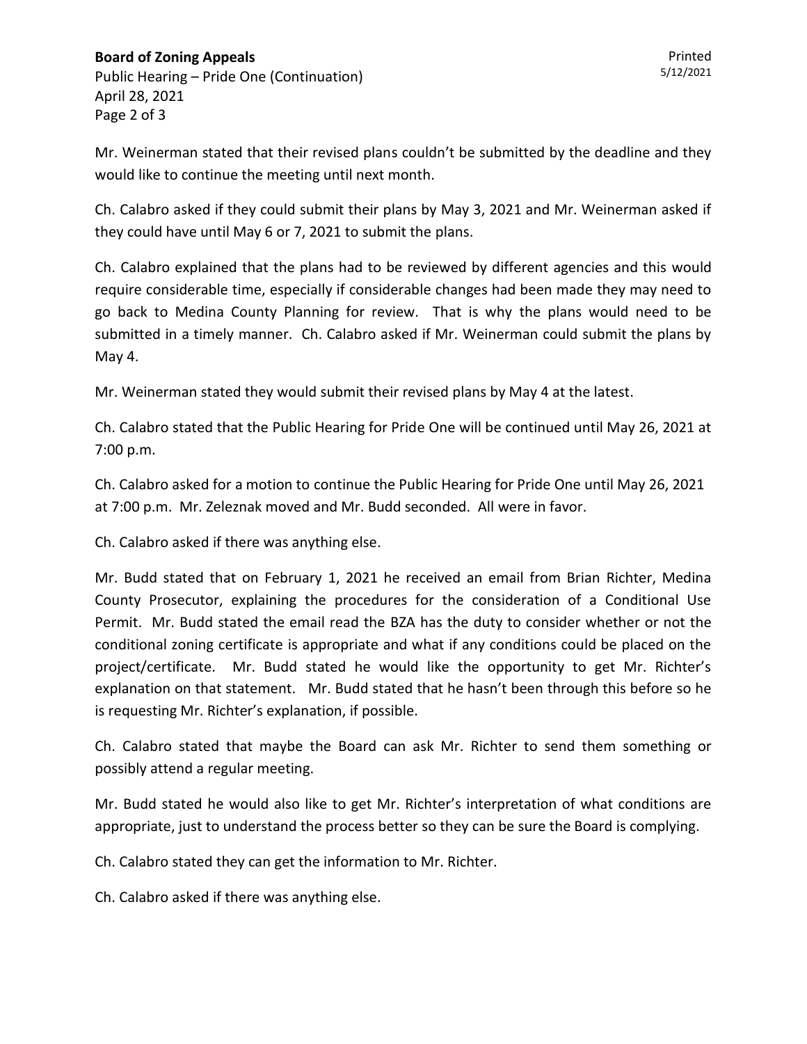Mr. Weinerman stated that their revised plans couldn't be submitted by the deadline and they would like to continue the meeting until next month.

Ch. Calabro asked if they could submit their plans by May 3, 2021 and Mr. Weinerman asked if they could have until May 6 or 7, 2021 to submit the plans.

Ch. Calabro explained that the plans had to be reviewed by different agencies and this would require considerable time, especially if considerable changes had been made they may need to go back to Medina County Planning for review. That is why the plans would need to be submitted in a timely manner. Ch. Calabro asked if Mr. Weinerman could submit the plans by May 4.

Mr. Weinerman stated they would submit their revised plans by May 4 at the latest.

Ch. Calabro stated that the Public Hearing for Pride One will be continued until May 26, 2021 at 7:00 p.m.

Ch. Calabro asked for a motion to continue the Public Hearing for Pride One until May 26, 2021 at 7:00 p.m. Mr. Zeleznak moved and Mr. Budd seconded. All were in favor.

Ch. Calabro asked if there was anything else.

Mr. Budd stated that on February 1, 2021 he received an email from Brian Richter, Medina County Prosecutor, explaining the procedures for the consideration of a Conditional Use Permit. Mr. Budd stated the email read the BZA has the duty to consider whether or not the conditional zoning certificate is appropriate and what if any conditions could be placed on the project/certificate. Mr. Budd stated he would like the opportunity to get Mr. Richter's explanation on that statement. Mr. Budd stated that he hasn't been through this before so he is requesting Mr. Richter's explanation, if possible.

Ch. Calabro stated that maybe the Board can ask Mr. Richter to send them something or possibly attend a regular meeting.

Mr. Budd stated he would also like to get Mr. Richter's interpretation of what conditions are appropriate, just to understand the process better so they can be sure the Board is complying.

Ch. Calabro stated they can get the information to Mr. Richter.

Ch. Calabro asked if there was anything else.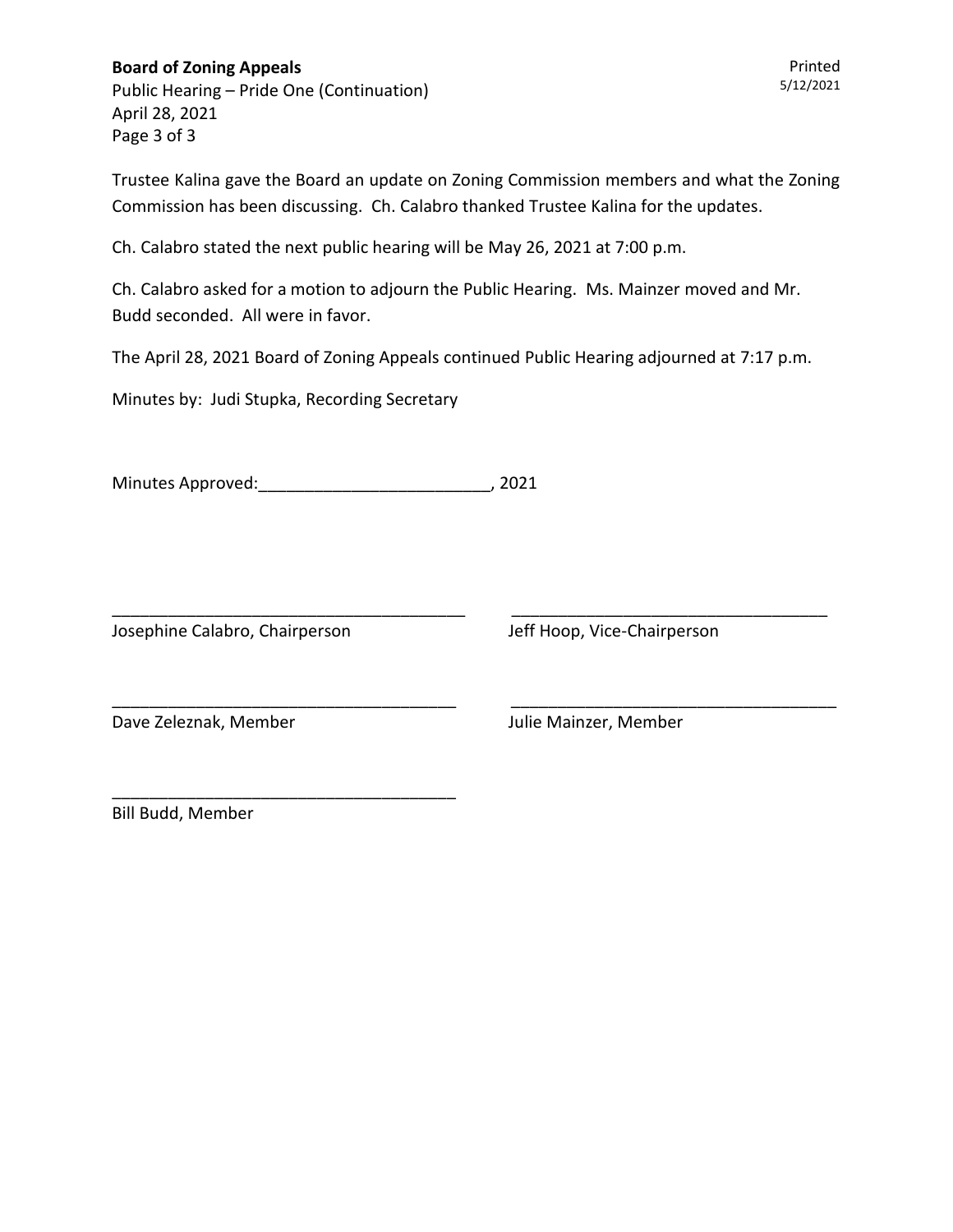Trustee Kalina gave the Board an update on Zoning Commission members and what the Zoning Commission has been discussing. Ch. Calabro thanked Trustee Kalina for the updates.

Ch. Calabro stated the next public hearing will be May 26, 2021 at 7:00 p.m.

Ch. Calabro asked for a motion to adjourn the Public Hearing. Ms. Mainzer moved and Mr. Budd seconded. All were in favor.

The April 28, 2021 Board of Zoning Appeals continued Public Hearing adjourned at 7:17 p.m.

Minutes by: Judi Stupka, Recording Secretary

Minutes Approved:________________________, 2021

______________________________________
Josephine Calabro, Chairperson

______________________________________
Jeff Hoop, Vice-Chairperson

______________________________________
Dave Zeleznak, Member

______________________________________
Julie Mainzer, Member

______________________________________
Bill Budd, Member